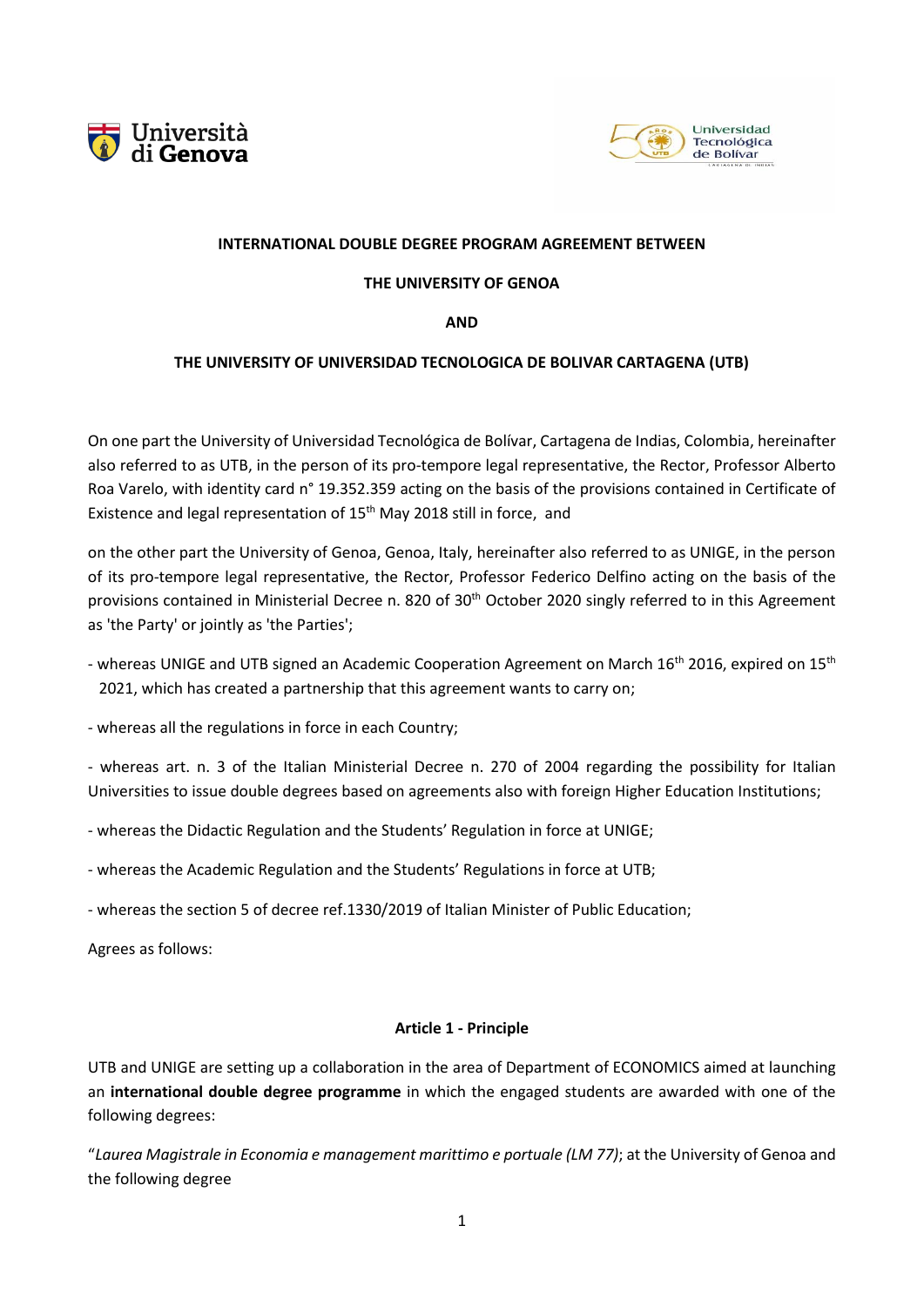**INTERNATIONAL DOUBLE DEGREE PROGRAM AGREEMENT BETWEEN**

**THE UNIVERSITY OF GENOA**

**AND**

**THE UNIVERSITY OF UNIVERSIDAD TECNOLOGICA DE BOLIVAR CARTAGENA (UTB)**

On one part the University of Universidad Tecnológica de Bolívar, Cartagena de Indias, Colombia, hereinafter also referred to as UTB, in the person of its pro-tempore legal representative, the Rector, Professor Alberto Roa Varelo, with identity card n° 19.352.359 acting on the basis of the provisions contained in Certificate of Existence and legal representation of 15th May 2018 still in force, and

on the other part the University of Genoa, Genoa, Italy, hereinafter also referred to as UNIGE, in the person of its pro-tempore legal representative, the Rector, Professor Federico Delfino acting on the basis of the provisions contained in Ministerial Decree n. 820 of 30th October 2020 singly referred to in this Agreement as 'the Party' or jointly as 'the Parties';

- whereas UNIGE and UTB signed an Academic Cooperation Agreement on March 16th 2016, expired on 15th 2021, which has created a partnership that this agreement wants to carry on;

- whereas all the regulations in force in each Country;

- whereas art. n. 3 of the Italian Ministerial Decree n. 270 of 2004 regarding the possibility for Italian Universities to issue double degrees based on agreements also with foreign Higher Education Institutions;

- whereas the Didactic Regulation and the Students' Regulation in force at UNIGE;

- whereas the Academic Regulation and the Students' Regulations in force at UTB;

- whereas the section 5 of decree ref.1330/2019 of Italian Minister of Public Education;

Agrees as follows:

## Article 1 - Principle

UTB and UNIGE are setting up a collaboration in the area of Department of ECONOMICS aimed at launching an **international double degree programme** in which the engaged students are awarded with one of the following degrees:

"*Laurea Magistrale in Economia e management marittimo e portuale (LM 77)*; at the University of Genoa and the following degree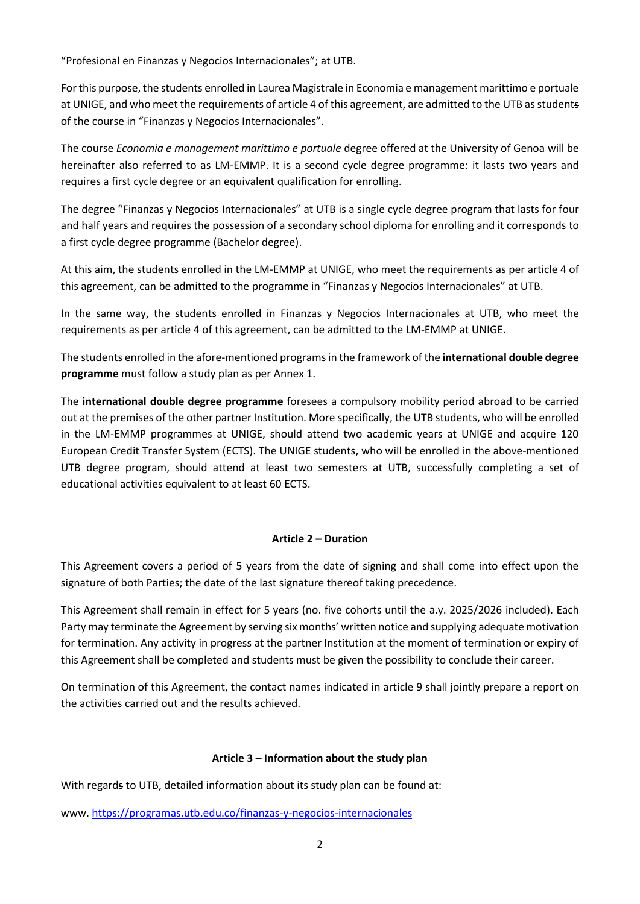"Profesional en Finanzas y Negocios Internacionales"; at UTB.

For this purpose, the students enrolled in Laurea Magistrale in Economia e management marittimo e portuale at UNIGE, and who meet the requirements of article 4 of this agreement, are admitted to the UTB as students of the course in "Finanzas y Negocios Internacionales".

The course *Economia e management marittimo e portuale* degree offered at the University of Genoa will be hereinafter also referred to as LM-EMMP. It is a second cycle degree programme: it lasts two years and requires a first cycle degree or an equivalent qualification for enrolling.

The degree "Finanzas y Negocios Internacionales" at UTB is a single cycle degree program that lasts for four and half years and requires the possession of a secondary school diploma for enrolling and it corresponds to a first cycle degree programme (Bachelor degree).

At this aim, the students enrolled in the LM-EMMP at UNIGE, who meet the requirements as per article 4 of this agreement, can be admitted to the programme in "Finanzas y Negocios Internacionales" at UTB.

In the same way, the students enrolled in Finanzas y Negocios Internacionales at UTB, who meet the requirements as per article 4 of this agreement, can be admitted to the LM-EMMP at UNIGE.

The students enrolled in the afore-mentioned programs in the framework of the **international double degree programme** must follow a study plan as per Annex 1.

The **international double degree programme** foresees a compulsory mobility period abroad to be carried out at the premises of the other partner Institution. More specifically, the UTB students, who will be enrolled in the LM-EMMP programmes at UNIGE, should attend two academic years at UNIGE and acquire 120 European Credit Transfer System (ECTS). The UNIGE students, who will be enrolled in the above-mentioned UTB degree program, should attend at least two semesters at UTB, successfully completing a set of educational activities equivalent to at least 60 ECTS.

### Article 2 – Duration

This Agreement covers a period of 5 years from the date of signing and shall come into effect upon the signature of both Parties; the date of the last signature thereof taking precedence.

This Agreement shall remain in effect for 5 years (no. five cohorts until the a.y. 2025/2026 included). Each Party may terminate the Agreement by serving six months' written notice and supplying adequate motivation for termination. Any activity in progress at the partner Institution at the moment of termination or expiry of this Agreement shall be completed and students must be given the possibility to conclude their career.

On termination of this Agreement, the contact names indicated in article 9 shall jointly prepare a report on the activities carried out and the results achieved.

### Article 3 – Information about the study plan

With regards to UTB, detailed information about its study plan can be found at:

www. https://programas.utb.edu.co/finanzas-y-negocios-internacionales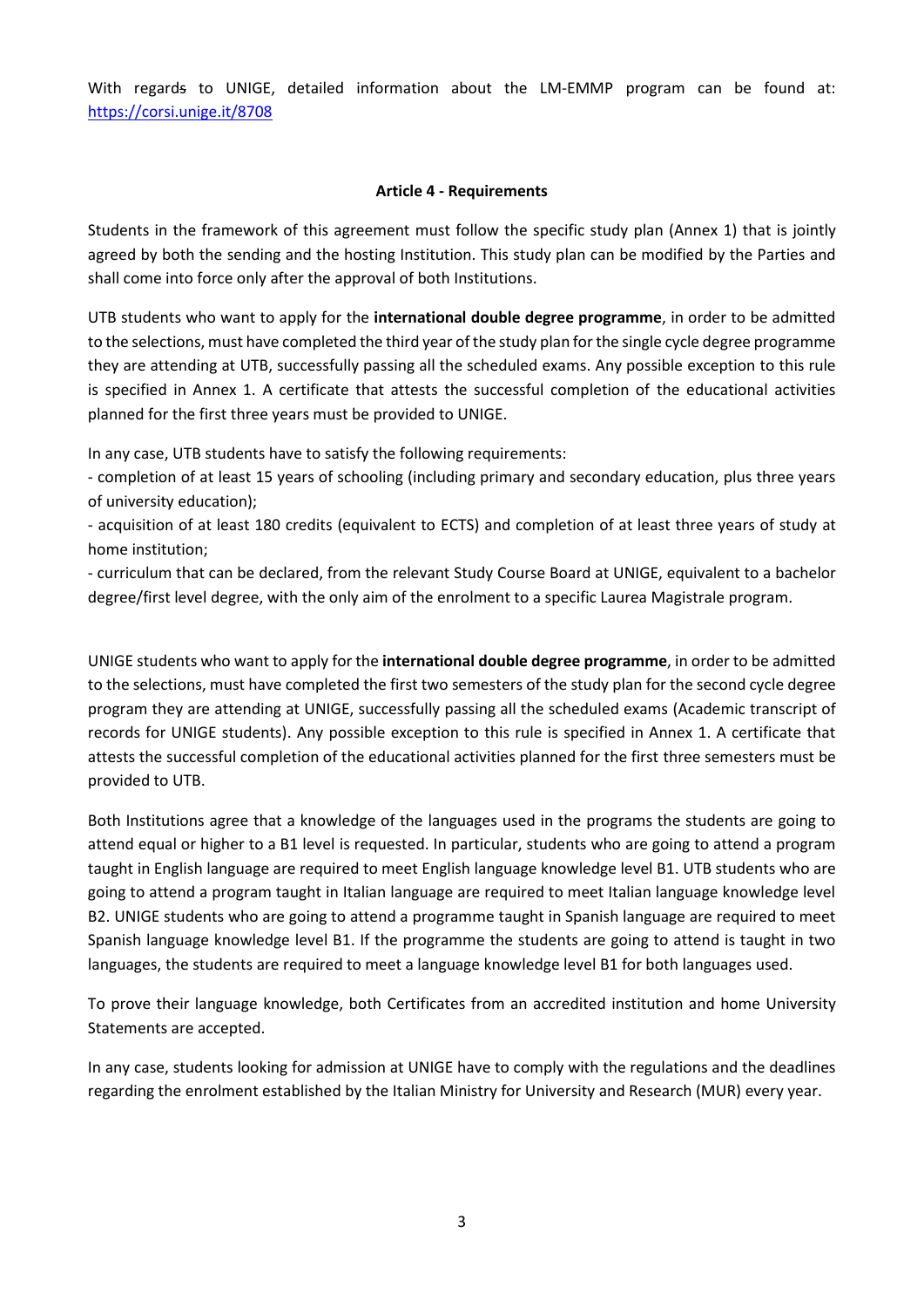With regards to UNIGE, detailed information about the LM-EMMP program can be found at: https://corsi.unige.it/8708

**Article 4 - Requirements**

Students in the framework of this agreement must follow the specific study plan (Annex 1) that is jointly agreed by both the sending and the hosting Institution. This study plan can be modified by the Parties and shall come into force only after the approval of both Institutions.

UTB students who want to apply for the **international double degree programme**, in order to be admitted to the selections, must have completed the third year of the study plan for the single cycle degree programme they are attending at UTB, successfully passing all the scheduled exams. Any possible exception to this rule is specified in Annex 1. A certificate that attests the successful completion of the educational activities planned for the first three years must be provided to UNIGE.

In any case, UTB students have to satisfy the following requirements:

- completion of at least 15 years of schooling (including primary and secondary education, plus three years of university education);
- acquisition of at least 180 credits (equivalent to ECTS) and completion of at least three years of study at home institution;
- curriculum that can be declared, from the relevant Study Course Board at UNIGE, equivalent to a bachelor degree/first level degree, with the only aim of the enrolment to a specific Laurea Magistrale program.

UNIGE students who want to apply for the **international double degree programme**, in order to be admitted to the selections, must have completed the first two semesters of the study plan for the second cycle degree program they are attending at UNIGE, successfully passing all the scheduled exams (Academic transcript of records for UNIGE students). Any possible exception to this rule is specified in Annex 1. A certificate that attests the successful completion of the educational activities planned for the first three semesters must be provided to UTB.

Both Institutions agree that a knowledge of the languages used in the programs the students are going to attend equal or higher to a B1 level is requested. In particular, students who are going to attend a program taught in English language are required to meet English language knowledge level B1. UTB students who are going to attend a program taught in Italian language are required to meet Italian language knowledge level B2. UNIGE students who are going to attend a programme taught in Spanish language are required to meet Spanish language knowledge level B1. If the programme the students are going to attend is taught in two languages, the students are required to meet a language knowledge level B1 for both languages used.

To prove their language knowledge, both Certificates from an accredited institution and home University Statements are accepted.

In any case, students looking for admission at UNIGE have to comply with the regulations and the deadlines regarding the enrolment established by the Italian Ministry for University and Research (MUR) every year.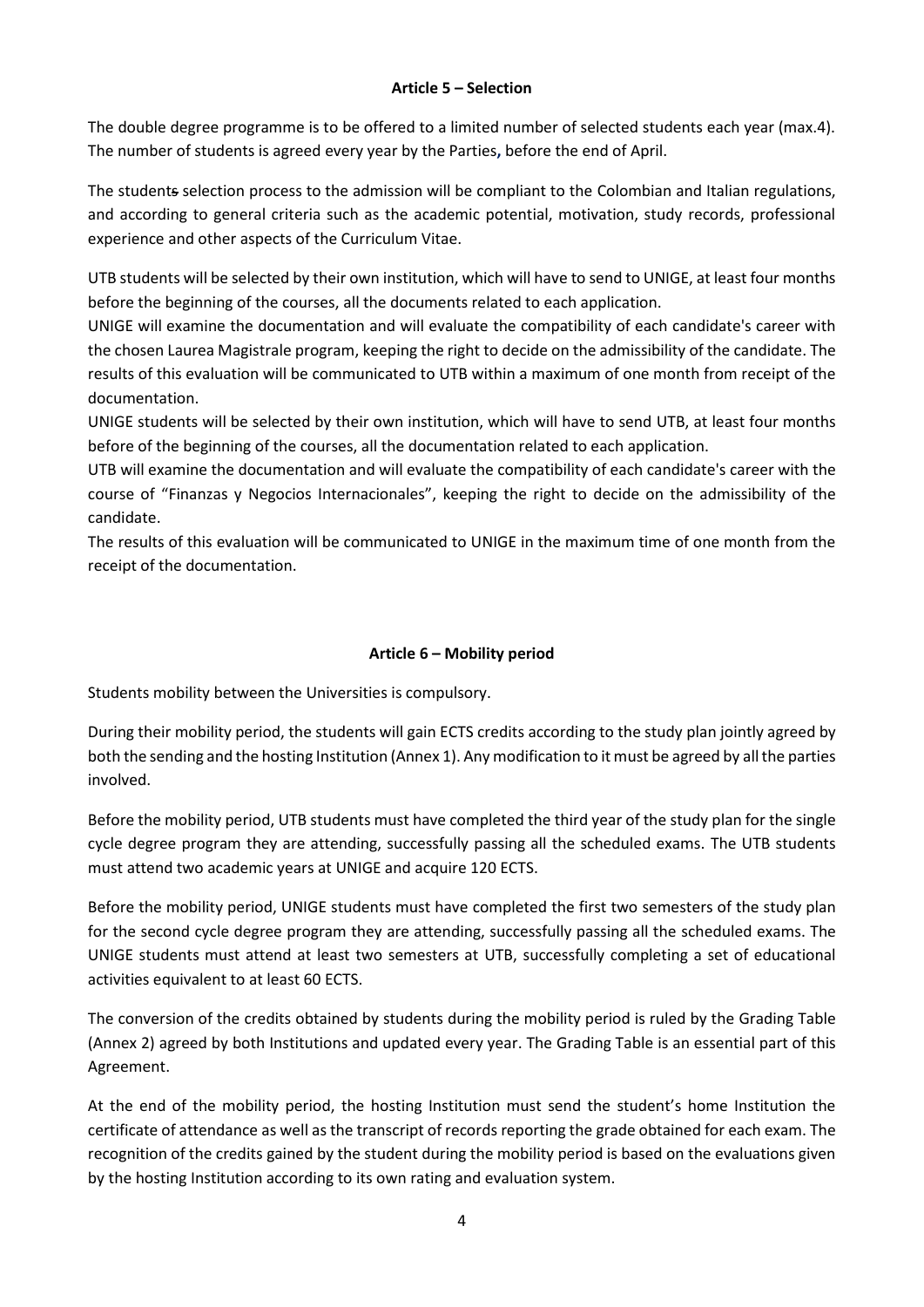**Article 5 – Selection**

The double degree programme is to be offered to a limited number of selected students each year (max.4). The number of students is agreed every year by the Parties**,** before the end of April.

The students selection process to the admission will be compliant to the Colombian and Italian regulations, and according to general criteria such as the academic potential, motivation, study records, professional experience and other aspects of the Curriculum Vitae.

UTB students will be selected by their own institution, which will have to send to UNIGE, at least four months before the beginning of the courses, all the documents related to each application.

UNIGE will examine the documentation and will evaluate the compatibility of each candidate's career with the chosen Laurea Magistrale program, keeping the right to decide on the admissibility of the candidate. The results of this evaluation will be communicated to UTB within a maximum of one month from receipt of the documentation.

UNIGE students will be selected by their own institution, which will have to send UTB, at least four months before of the beginning of the courses, all the documentation related to each application.

UTB will examine the documentation and will evaluate the compatibility of each candidate's career with the course of "Finanzas y Negocios Internacionales", keeping the right to decide on the admissibility of the candidate.

The results of this evaluation will be communicated to UNIGE in the maximum time of one month from the receipt of the documentation.

**Article 6 – Mobility period**

Students mobility between the Universities is compulsory.

During their mobility period, the students will gain ECTS credits according to the study plan jointly agreed by both the sending and the hosting Institution (Annex 1). Any modification to it must be agreed by all the parties involved.

Before the mobility period, UTB students must have completed the third year of the study plan for the single cycle degree program they are attending, successfully passing all the scheduled exams. The UTB students must attend two academic years at UNIGE and acquire 120 ECTS.

Before the mobility period, UNIGE students must have completed the first two semesters of the study plan for the second cycle degree program they are attending, successfully passing all the scheduled exams. The UNIGE students must attend at least two semesters at UTB, successfully completing a set of educational activities equivalent to at least 60 ECTS.

The conversion of the credits obtained by students during the mobility period is ruled by the Grading Table (Annex 2) agreed by both Institutions and updated every year. The Grading Table is an essential part of this Agreement.

At the end of the mobility period, the hosting Institution must send the student's home Institution the certificate of attendance as well as the transcript of records reporting the grade obtained for each exam. The recognition of the credits gained by the student during the mobility period is based on the evaluations given by the hosting Institution according to its own rating and evaluation system.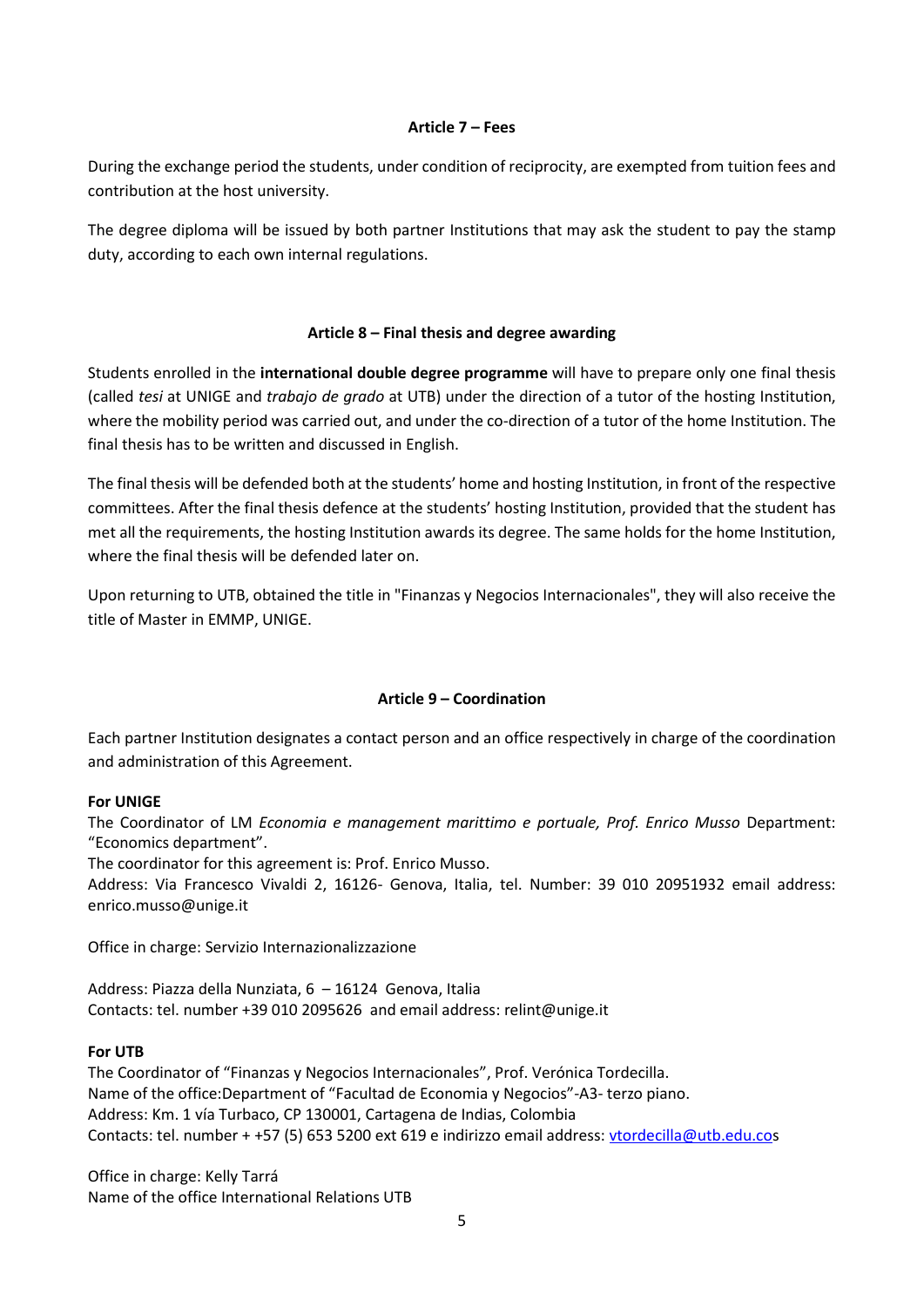### Article 7 – Fees

During the exchange period the students, under condition of reciprocity, are exempted from tuition fees and contribution at the host university.

The degree diploma will be issued by both partner Institutions that may ask the student to pay the stamp duty, according to each own internal regulations.

### Article 8 – Final thesis and degree awarding

Students enrolled in the **international double degree programme** will have to prepare only one final thesis (called *tesi* at UNIGE and *trabajo de grado* at UTB) under the direction of a tutor of the hosting Institution, where the mobility period was carried out, and under the co-direction of a tutor of the home Institution. The final thesis has to be written and discussed in English.

The final thesis will be defended both at the students' home and hosting Institution, in front of the respective committees. After the final thesis defence at the students' hosting Institution, provided that the student has met all the requirements, the hosting Institution awards its degree. The same holds for the home Institution, where the final thesis will be defended later on.

Upon returning to UTB, obtained the title in "Finanzas y Negocios Internacionales", they will also receive the title of Master in EMMP, UNIGE.

### Article 9 – Coordination

Each partner Institution designates a contact person and an office respectively in charge of the coordination and administration of this Agreement.

**For UNIGE**
The Coordinator of LM *Economia e management marittimo e portuale, Prof. Enrico Musso* Department: "Economics department".
The coordinator for this agreement is: Prof. Enrico Musso.
Address: Via Francesco Vivaldi 2, 16126- Genova, Italia, tel. Number: 39 010 20951932 email address: enrico.musso@unige.it

Office in charge: Servizio Internazionalizzazione

Address: Piazza della Nunziata, 6 – 16124 Genova, Italia
Contacts: tel. number +39 010 2095626 and email address: relint@unige.it

**For UTB**
The Coordinator of "Finanzas y Negocios Internacionales", Prof. Verónica Tordecilla.
Name of the office:Department of "Facultad de Economia y Negocios"-A3- terzo piano.
Address: Km. 1 vía Turbaco, CP 130001, Cartagena de Indias, Colombia
Contacts: tel. number + +57 (5) 653 5200 ext 619 e indirizzo email address: vtordecilla@utb.edu.cos

Office in charge: Kelly Tarrá
Name of the office International Relations UTB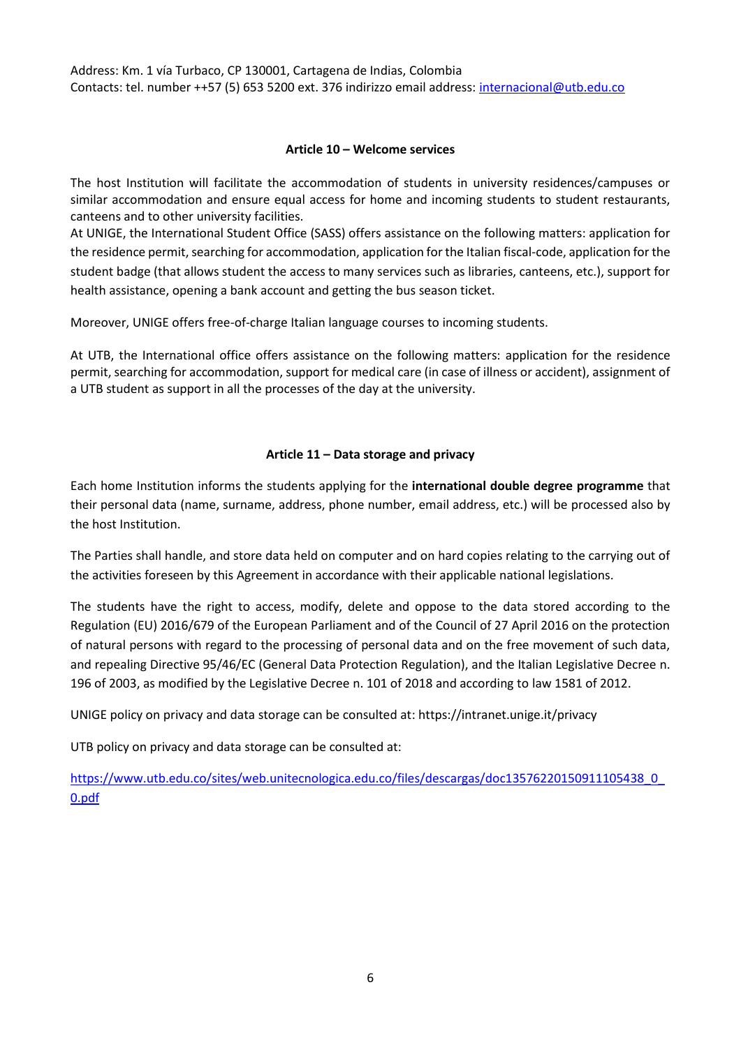Address: Km. 1 vía Turbaco, CP 130001, Cartagena de Indias, Colombia
Contacts: tel. number ++57 (5) 653 5200 ext. 376 indirizzo email address: [internacional@utb.edu.co](mailto:internacional@utb.edu.co)

**Article 10 – Welcome services**

The host Institution will facilitate the accommodation of students in university residences/campuses or similar accommodation and ensure equal access for home and incoming students to student restaurants, canteens and to other university facilities.
At UNIGE, the International Student Office (SASS) offers assistance on the following matters: application for the residence permit, searching for accommodation, application for the Italian fiscal-code, application for the student badge (that allows student the access to many services such as libraries, canteens, etc.), support for health assistance, opening a bank account and getting the bus season ticket.

Moreover, UNIGE offers free-of-charge Italian language courses to incoming students.

At UTB, the International office offers assistance on the following matters: application for the residence permit, searching for accommodation, support for medical care (in case of illness or accident), assignment of a UTB student as support in all the processes of the day at the university.

**Article 11 – Data storage and privacy**

Each home Institution informs the students applying for the **international double degree programme** that their personal data (name, surname, address, phone number, email address, etc.) will be processed also by the host Institution.

The Parties shall handle, and store data held on computer and on hard copies relating to the carrying out of the activities foreseen by this Agreement in accordance with their applicable national legislations.

The students have the right to access, modify, delete and oppose to the data stored according to the Regulation (EU) 2016/679 of the European Parliament and of the Council of 27 April 2016 on the protection of natural persons with regard to the processing of personal data and on the free movement of such data, and repealing Directive 95/46/EC (General Data Protection Regulation), and the Italian Legislative Decree n. 196 of 2003, as modified by the Legislative Decree n. 101 of 2018 and according to law 1581 of 2012.

UNIGE policy on privacy and data storage can be consulted at: https://intranet.unige.it/privacy

UTB policy on privacy and data storage can be consulted at:

[https://www.utb.edu.co/sites/web.unitecnologica.edu.co/files/descargas/doc13576220150911105438_0_0.pdf](https://www.utb.edu.co/sites/web.unitecnologica.edu.co/files/descargas/doc13576220150911105438_0_0.pdf)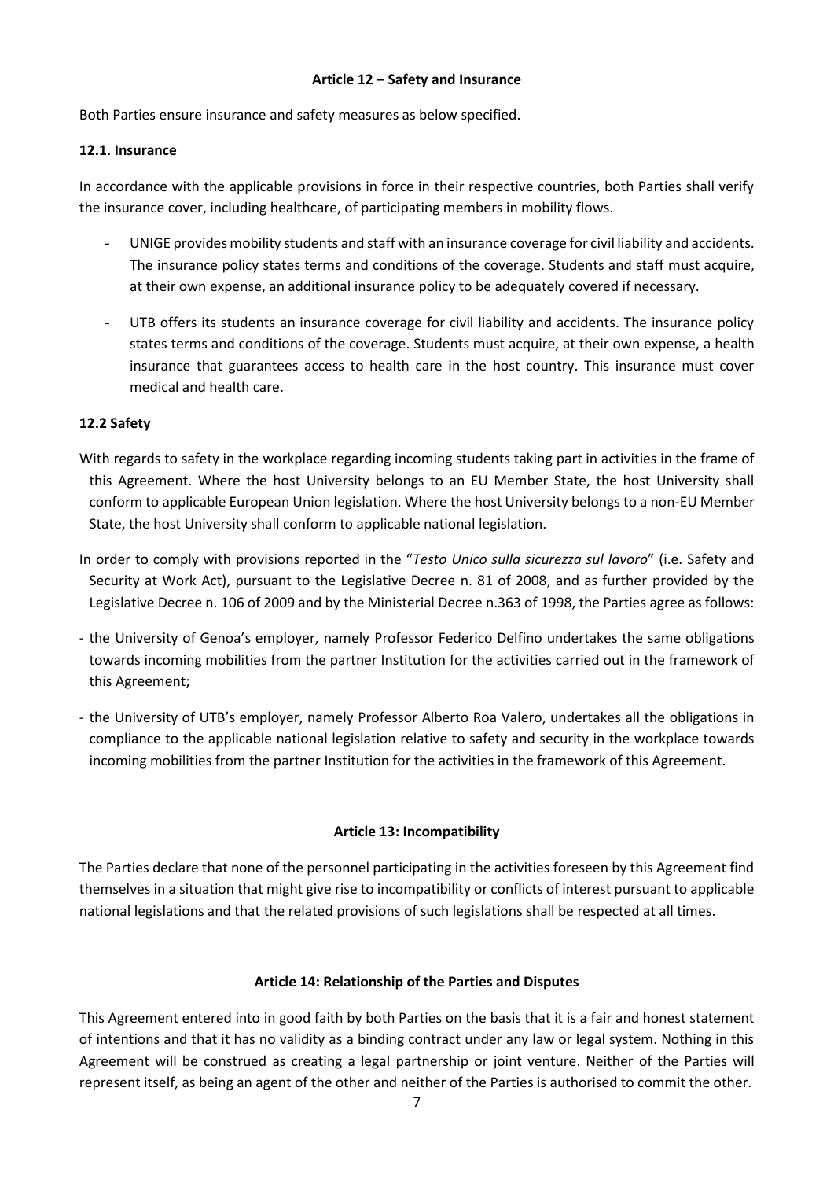### Article 12 – Safety and Insurance

Both Parties ensure insurance and safety measures as below specified.

#### 12.1. Insurance

In accordance with the applicable provisions in force in their respective countries, both Parties shall verify the insurance cover, including healthcare, of participating members in mobility flows.

- UNIGE provides mobility students and staff with an insurance coverage for civil liability and accidents. The insurance policy states terms and conditions of the coverage. Students and staff must acquire, at their own expense, an additional insurance policy to be adequately covered if necessary.

- UTB offers its students an insurance coverage for civil liability and accidents. The insurance policy states terms and conditions of the coverage. Students must acquire, at their own expense, a health insurance that guarantees access to health care in the host country. This insurance must cover medical and health care.

#### 12.2 Safety

With regards to safety in the workplace regarding incoming students taking part in activities in the frame of this Agreement. Where the host University belongs to an EU Member State, the host University shall conform to applicable European Union legislation. Where the host University belongs to a non-EU Member State, the host University shall conform to applicable national legislation.

In order to comply with provisions reported in the "*Testo Unico sulla sicurezza sul lavoro*" (i.e. Safety and Security at Work Act), pursuant to the Legislative Decree n. 81 of 2008, and as further provided by the Legislative Decree n. 106 of 2009 and by the Ministerial Decree n.363 of 1998, the Parties agree as follows:

- the University of Genoa's employer, namely Professor Federico Delfino undertakes the same obligations towards incoming mobilities from the partner Institution for the activities carried out in the framework of this Agreement;

- the University of UTB's employer, namely Professor Alberto Roa Valero, undertakes all the obligations in compliance to the applicable national legislation relative to safety and security in the workplace towards incoming mobilities from the partner Institution for the activities in the framework of this Agreement.

### Article 13: Incompatibility

The Parties declare that none of the personnel participating in the activities foreseen by this Agreement find themselves in a situation that might give rise to incompatibility or conflicts of interest pursuant to applicable national legislations and that the related provisions of such legislations shall be respected at all times.

### Article 14: Relationship of the Parties and Disputes

This Agreement entered into in good faith by both Parties on the basis that it is a fair and honest statement of intentions and that it has no validity as a binding contract under any law or legal system. Nothing in this Agreement will be construed as creating a legal partnership or joint venture. Neither of the Parties will represent itself, as being an agent of the other and neither of the Parties is authorised to commit the other.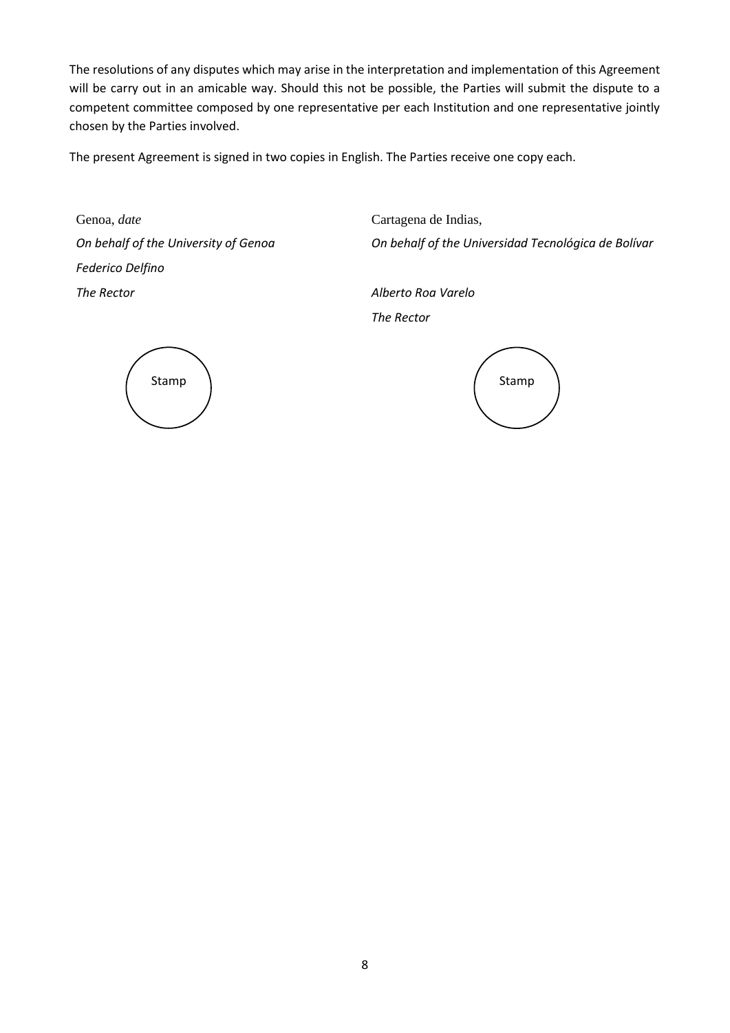The resolutions of any disputes which may arise in the interpretation and implementation of this Agreement will be carry out in an amicable way. Should this not be possible, the Parties will submit the dispute to a competent committee composed by one representative per each Institution and one representative jointly chosen by the Parties involved.

The present Agreement is signed in two copies in English. The Parties receive one copy each.

Genoa, *date*

*On behalf of the University of Genoa*

*Federico Delfino*

*The Rector*

Stamp

Cartagena de Indias,

*On behalf of the Universidad Tecnológica de Bolívar*

*Alberto Roa Varelo*

*The Rector*

Stamp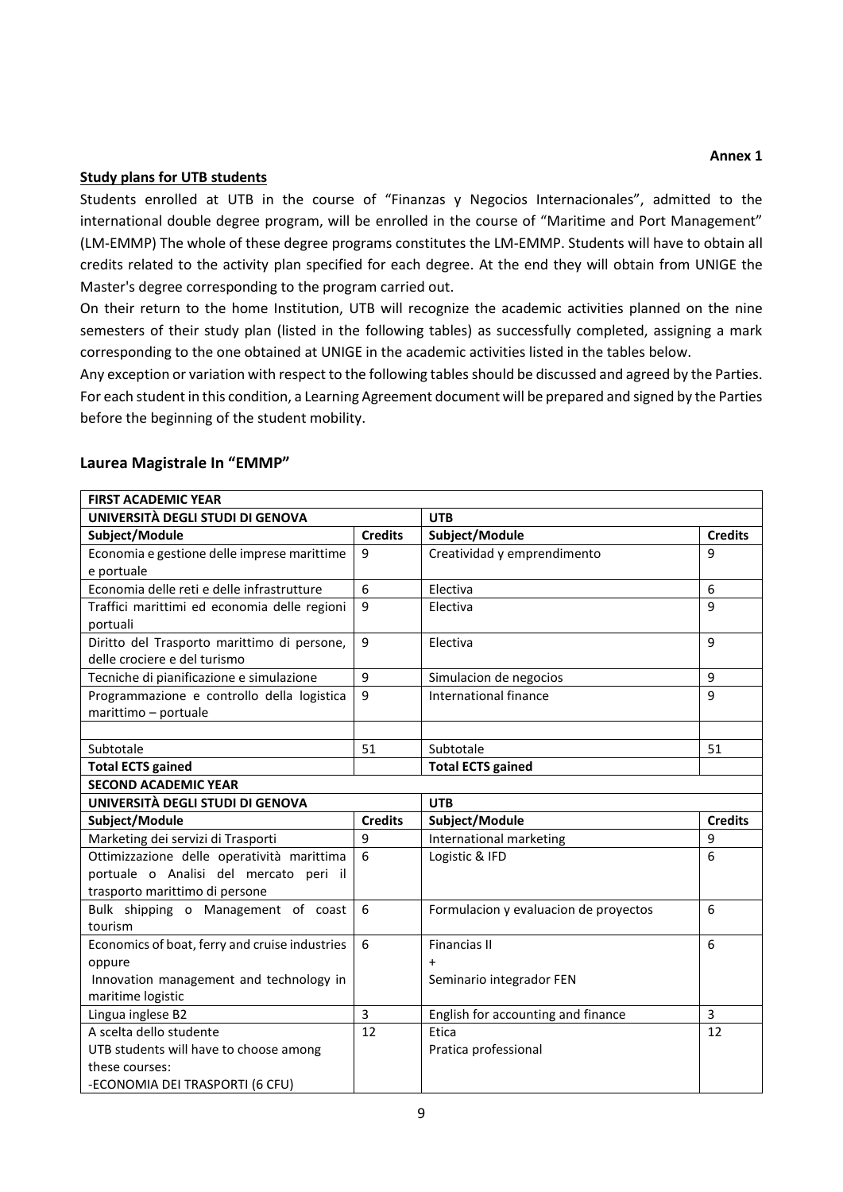**Annex 1**

**Study plans for UTB students**

Students enrolled at UTB in the course of "Finanzas y Negocios Internacionales", admitted to the international double degree program, will be enrolled in the course of "Maritime and Port Management" (LM-EMMP) The whole of these degree programs constitutes the LM-EMMP. Students will have to obtain all credits related to the activity plan specified for each degree. At the end they will obtain from UNIGE the Master's degree corresponding to the program carried out.

On their return to the home Institution, UTB will recognize the academic activities planned on the nine semesters of their study plan (listed in the following tables) as successfully completed, assigning a mark corresponding to the one obtained at UNIGE in the academic activities listed in the tables below.

Any exception or variation with respect to the following tables should be discussed and agreed by the Parties. For each student in this condition, a Learning Agreement document will be prepared and signed by the Parties before the beginning of the student mobility.

## Laurea Magistrale In "EMMP"

| **FIRST ACADEMIC YEAR** | | | |
|---|---|---|---|
| **UNIVERSITÀ DEGLI STUDI DI GENOVA** | | **UTB** | |
| **Subject/Module** | **Credits** | **Subject/Module** | **Credits** |
| Economia e gestione delle imprese marittime e portuale | 9 | Creatividad y emprendimento | 9 |
| Economia delle reti e delle infrastrutture | 6 | Electiva | 6 |
| Traffici marittimi ed economia delle regioni portuali | 9 | Electiva | 9 |
| Diritto del Trasporto marittimo di persone, delle crociere e del turismo | 9 | Electiva | 9 |
| Tecniche di pianificazione e simulazione | 9 | Simulacion de negocios | 9 |
| Programmazione e controllo della logistica marittimo – portuale | 9 | International finance | 9 |
| | | | |
| Subtotale | 51 | Subtotale | 51 |
| **Total ECTS gained** | | **Total ECTS gained** | |
| **SECOND ACADEMIC YEAR** | | | |
| **UNIVERSITÀ DEGLI STUDI DI GENOVA** | | **UTB** | |
| **Subject/Module** | **Credits** | **Subject/Module** | **Credits** |
| Marketing dei servizi di Trasporti | 9 | International marketing | 9 |
| Ottimizzazione delle operatività marittima portuale o Analisi del mercato peri il trasporto marittimo di persone | 6 | Logistic & IFD | 6 |
| Bulk shipping o Management of coast tourism | 6 | Formulacion y evaluacion de proyectos | 6 |
| Economics of boat, ferry and cruise industries oppure Innovation management and technology in maritime logistic | 6 | Financias II + Seminario integrador FEN | 6 |
| Lingua inglese B2 | 3 | English for accounting and finance | 3 |
| A scelta dello studente UTB students will have to choose among these courses: -ECONOMIA DEI TRASPORTI (6 CFU) | 12 | Etica Pratica professional | 12 |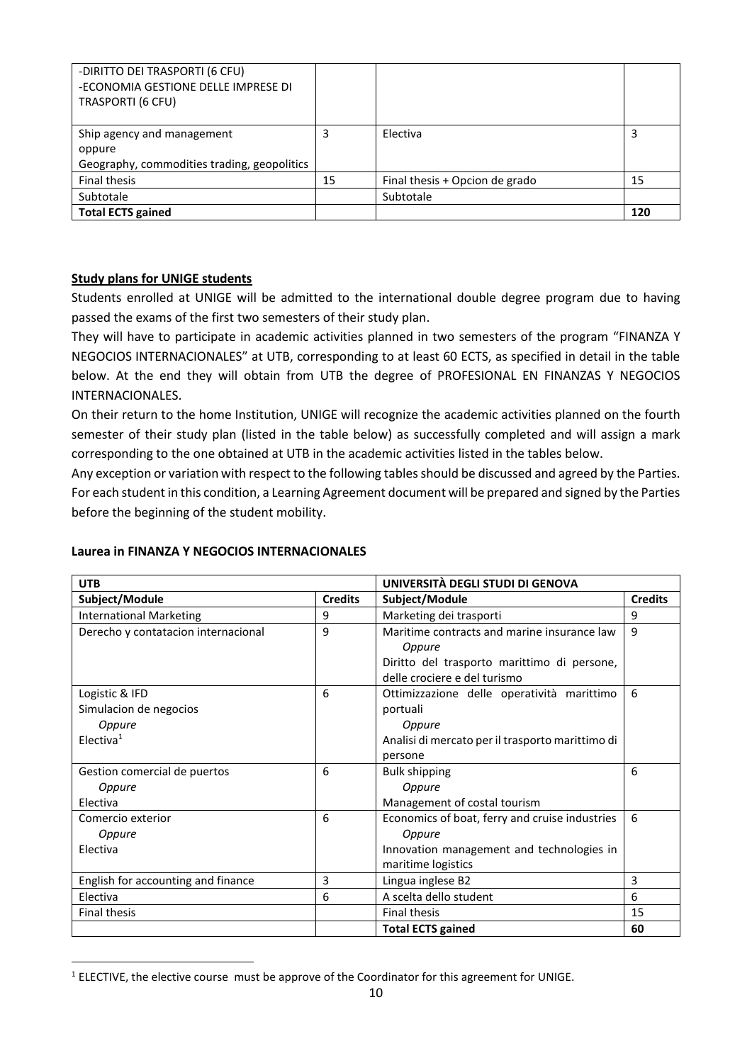| | | | |
|---|---|---|---|
| -DIRITTO DEI TRASPORTI (6 CFU)<br>-ECONOMIA GESTIONE DELLE IMPRESE DI TRASPORTI (6 CFU) | | | |
| Ship agency and management<br>oppure<br>Geography, commodities trading, geopolitics | 3 | Electiva | 3 |
| Final thesis | 15 | Final thesis + Opcion de grado | 15 |
| Subtotale | | Subtotale | |
| **Total ECTS gained** | | | **120** |

**Study plans for UNIGE students**

Students enrolled at UNIGE will be admitted to the international double degree program due to having passed the exams of the first two semesters of their study plan.

They will have to participate in academic activities planned in two semesters of the program "FINANZA Y NEGOCIOS INTERNACIONALES" at UTB, corresponding to at least 60 ECTS, as specified in detail in the table below. At the end they will obtain from UTB the degree of PROFESIONAL EN FINANZAS Y NEGOCIOS INTERNACIONALES.

On their return to the home Institution, UNIGE will recognize the academic activities planned on the fourth semester of their study plan (listed in the table below) as successfully completed and will assign a mark corresponding to the one obtained at UTB in the academic activities listed in the tables below.

Any exception or variation with respect to the following tables should be discussed and agreed by the Parties. For each student in this condition, a Learning Agreement document will be prepared and signed by the Parties before the beginning of the student mobility.

**Laurea in FINANZA Y NEGOCIOS INTERNACIONALES**

| **UTB** | | **UNIVERSITÀ DEGLI STUDI DI GENOVA** | |
|---|---|---|---|
| **Subject/Module** | **Credits** | **Subject/Module** | **Credits** |
| International Marketing | 9 | Marketing dei trasporti | 9 |
| Derecho y contatacion internacional | 9 | Maritime contracts and marine insurance law<br>*Oppure*<br>Diritto del trasporto marittimo di persone, delle crociere e del turismo | 9 |
| Logistic & IFD<br>Simulacion de negocios<br>*Oppure*<br>Electiva[1] | 6 | Ottimizzazione delle operatività marittimo portuali<br>*Oppure*<br>Analisi di mercato per il trasporto marittimo di persone | 6 |
| Gestion comercial de puertos<br>*Oppure*<br>Electiva | 6 | Bulk shipping<br>*Oppure*<br>Management of costal tourism | 6 |
| Comercio exterior<br>*Oppure*<br>Electiva | 6 | Economics of boat, ferry and cruise industries<br>*Oppure*<br>Innovation management and technologies in maritime logistics | 6 |
| English for accounting and finance | 3 | Lingua inglese B2 | 3 |
| Electiva | 6 | A scelta dello student | 6 |
| Final thesis | | Final thesis | 15 |
| | | **Total ECTS gained** | **60** |

[1] ELECTIVE, the elective course must be approve of the Coordinator for this agreement for UNIGE.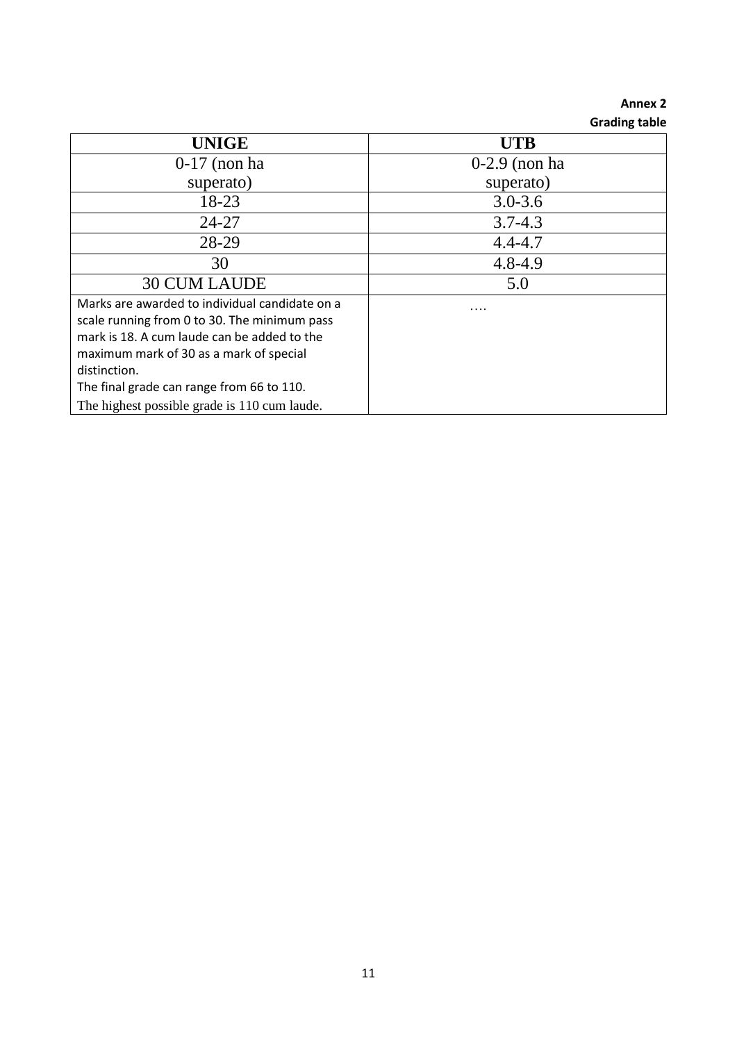**Annex 2**

**Grading table**

| **UNIGE** | **UTB** |
|---|---|
| 0-17 (non ha superato) | 0-2.9 (non ha superato) |
| 18-23 | 3.0-3.6 |
| 24-27 | 3.7-4.3 |
| 28-29 | 4.4-4.7 |
| 30 | 4.8-4.9 |
| 30 CUM LAUDE | 5.0 |
| Marks are awarded to individual candidate on a scale running from 0 to 30. The minimum pass mark is 18. A cum laude can be added to the maximum mark of 30 as a mark of special distinction.<br>The final grade can range from 66 to 110.<br>The highest possible grade is 110 cum laude. | …. |